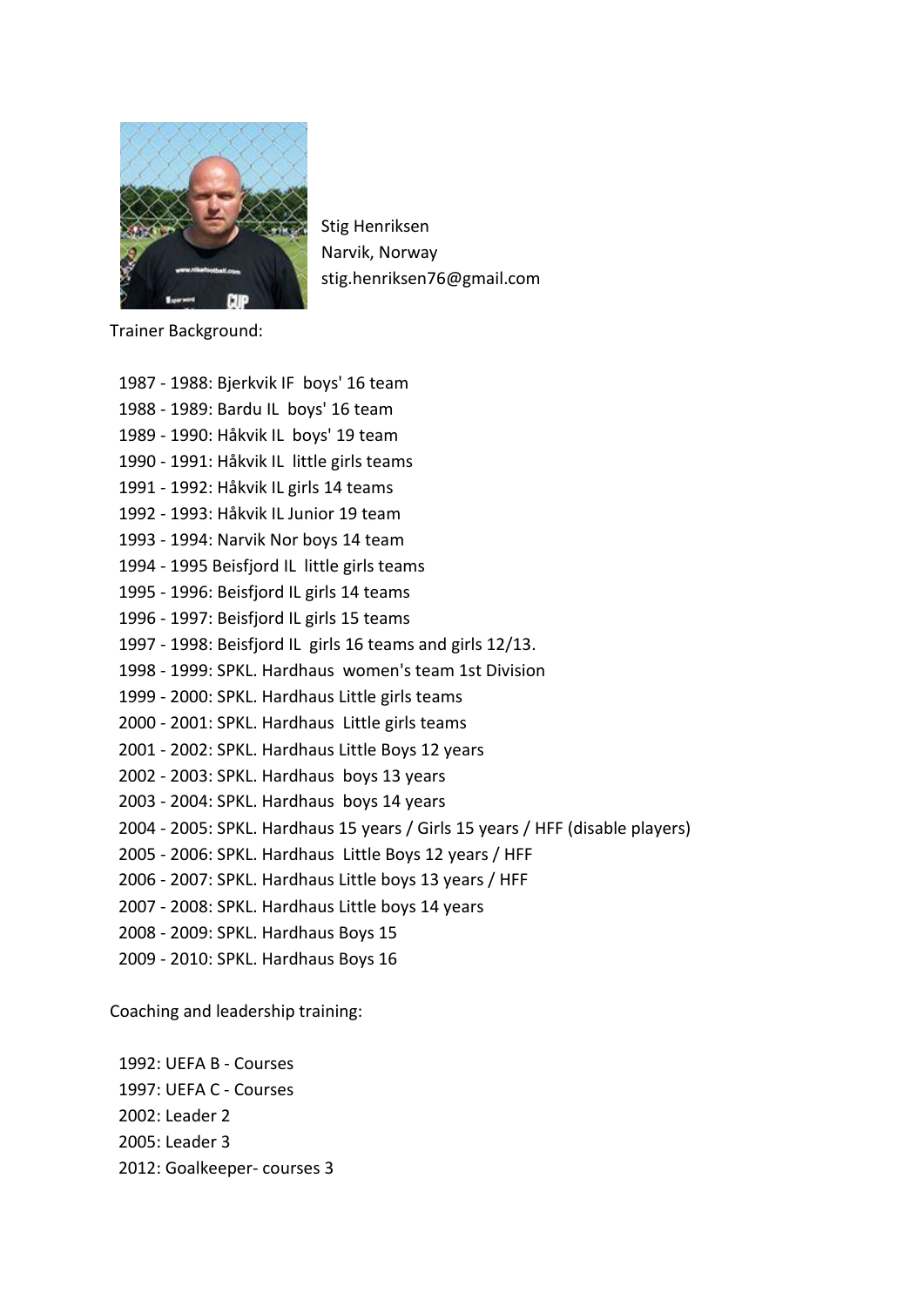Stig Henriksen
Narvik, Norway
stig.henriksen76@gmail.com

Trainer Background:

1987 - 1988: Bjerkvik IF boys' 16 team
1988 - 1989: Bardu IL boys' 16 team
1989 - 1990: Håkvik IL boys' 19 team
1990 - 1991: Håkvik IL little girls teams
1991 - 1992: Håkvik IL girls 14 teams
1992 - 1993: Håkvik IL Junior 19 team
1993 - 1994: Narvik Nor boys 14 team
1994 - 1995 Beisfjord IL little girls teams
1995 - 1996: Beisfjord IL girls 14 teams
1996 - 1997: Beisfjord IL girls 15 teams
1997 - 1998: Beisfjord IL girls 16 teams and girls 12/13.
1998 - 1999: SPKL. Hardhaus women's team 1st Division
1999 - 2000: SPKL. Hardhaus Little girls teams
2000 - 2001: SPKL. Hardhaus Little girls teams
2001 - 2002: SPKL. Hardhaus Little Boys 12 years
2002 - 2003: SPKL. Hardhaus boys 13 years
2003 - 2004: SPKL. Hardhaus boys 14 years
2004 - 2005: SPKL. Hardhaus 15 years / Girls 15 years / HFF (disable players)
2005 - 2006: SPKL. Hardhaus Little Boys 12 years / HFF
2006 - 2007: SPKL. Hardhaus Little boys 13 years / HFF
2007 - 2008: SPKL. Hardhaus Little boys 14 years
2008 - 2009: SPKL. Hardhaus Boys 15
2009 - 2010: SPKL. Hardhaus Boys 16

Coaching and leadership training:

1992: UEFA B - Courses
1997: UEFA C - Courses
2002: Leader 2
2005: Leader 3
2012: Goalkeeper- courses 3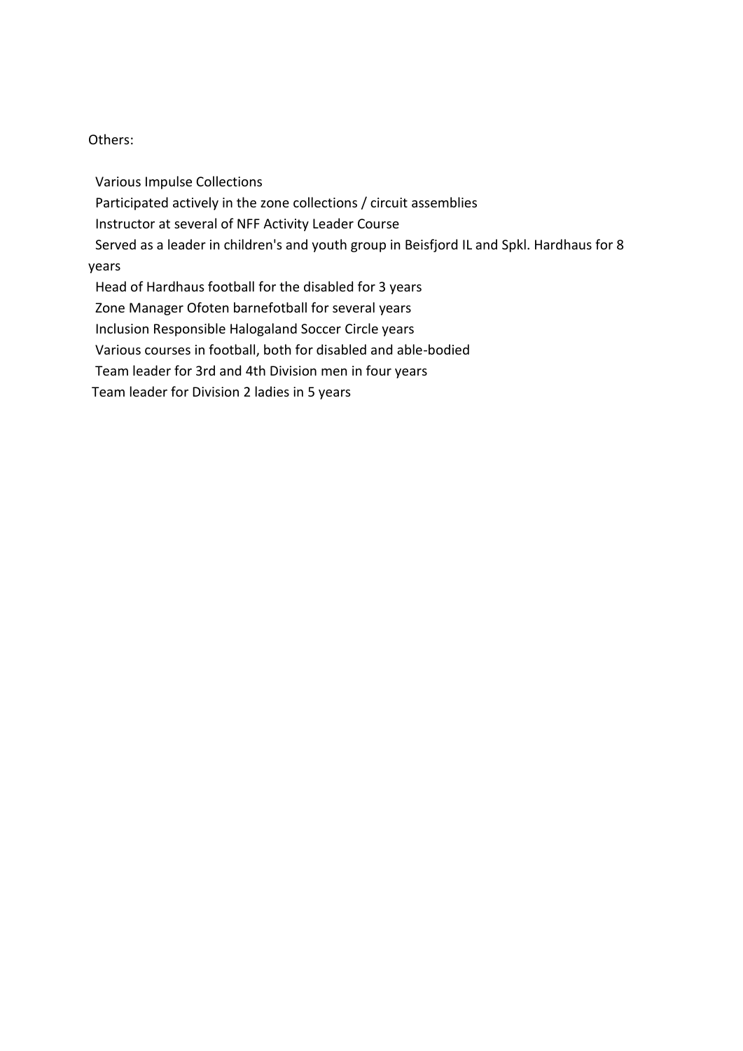Others:

- Various Impulse Collections
- Participated actively in the zone collections / circuit assemblies
- Instructor at several of NFF Activity Leader Course
- Served as a leader in children's and youth group in Beisfjord IL and Spkl. Hardhaus for 8 years
- Head of Hardhaus football for the disabled for 3 years
- Zone Manager Ofoten barnefotball for several years
- Inclusion Responsible Halogaland Soccer Circle years
- Various courses in football, both for disabled and able-bodied
- Team leader for 3rd and 4th Division men in four years
- Team leader for Division 2 ladies in 5 years